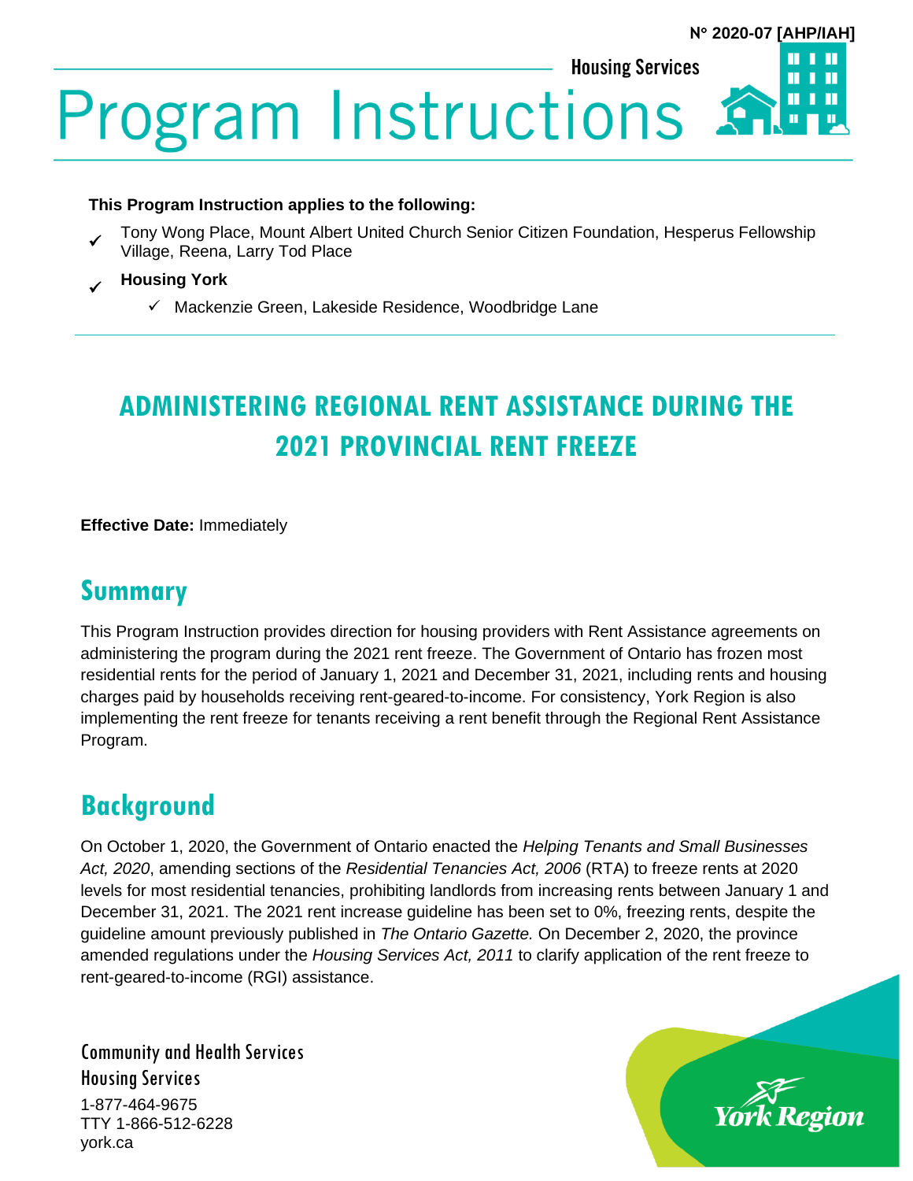N° 2020-07 [AHP/IAH]

Housing Services

# Program Instructions

**This Program Instruction applies to the following:**

- ✓ Tony Wong Place, Mount Albert United Church Senior Citizen Foundation, Hesperus Fellowship Village, Reena, Larry Tod Place
- ✓ **Housing York**
    - ✓ Mackenzie Green, Lakeside Residence, Woodbridge Lane

---

## ADMINISTERING REGIONAL RENT ASSISTANCE DURING THE 2021 PROVINCIAL RENT FREEZE

**Effective Date:** Immediately

## Summary

This Program Instruction provides direction for housing providers with Rent Assistance agreements on administering the program during the 2021 rent freeze. The Government of Ontario has frozen most residential rents for the period of January 1, 2021 and December 31, 2021, including rents and housing charges paid by households receiving rent-geared-to-income. For consistency, York Region is also implementing the rent freeze for tenants receiving a rent benefit through the Regional Rent Assistance Program.

## Background

On October 1, 2020, the Government of Ontario enacted the *Helping Tenants and Small Businesses Act, 2020*, amending sections of the *Residential Tenancies Act, 2006* (RTA) to freeze rents at 2020 levels for most residential tenancies, prohibiting landlords from increasing rents between January 1 and December 31, 2021. The 2021 rent increase guideline has been set to 0%, freezing rents, despite the guideline amount previously published in *The Ontario Gazette.* On December 2, 2020, the province amended regulations under the *Housing Services Act, 2011* to clarify application of the rent freeze to rent-geared-to-income (RGI) assistance.

Community and Health Services
Housing Services
1-877-464-9675
TTY 1-866-512-6228
york.ca

York Region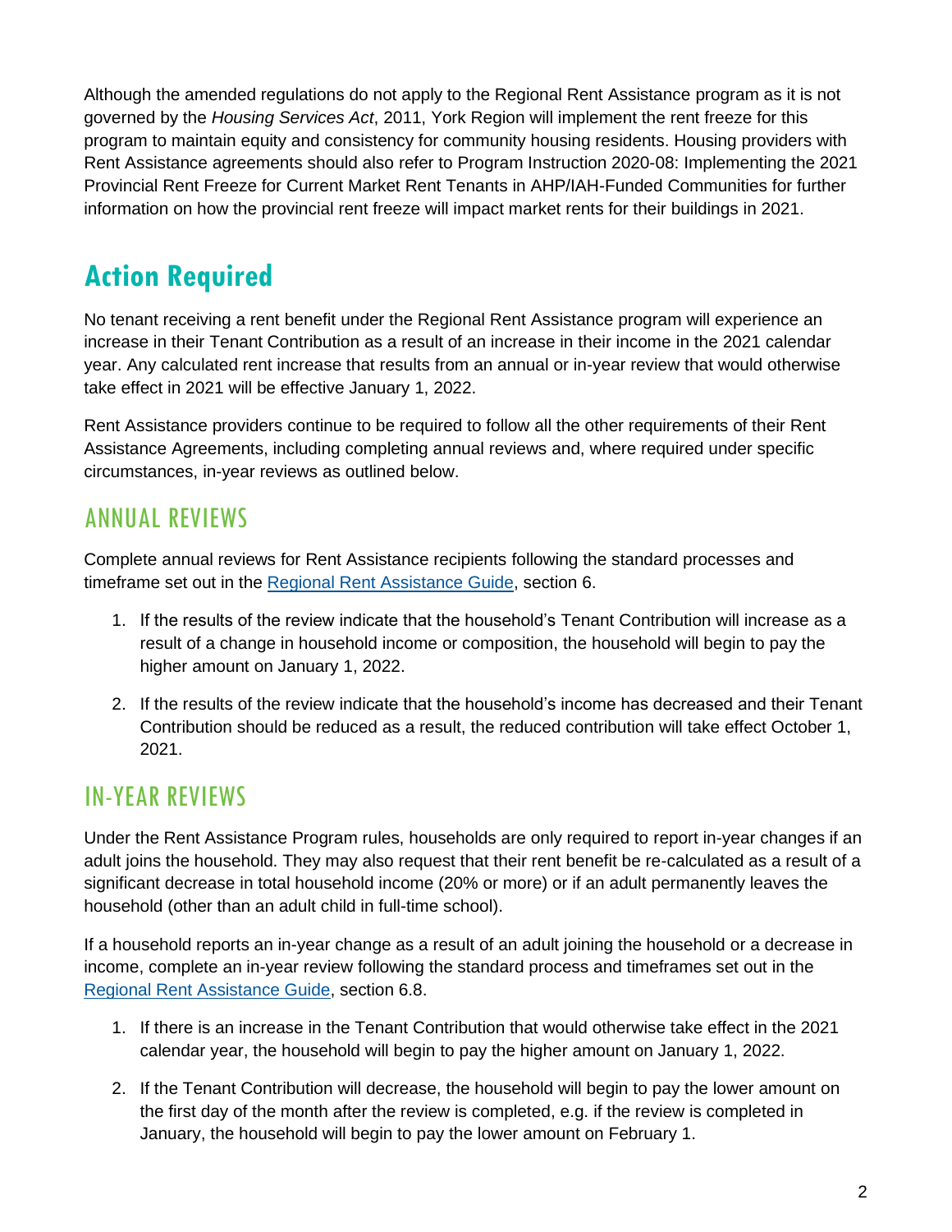Although the amended regulations do not apply to the Regional Rent Assistance program as it is not governed by the *Housing Services Act*, 2011, York Region will implement the rent freeze for this program to maintain equity and consistency for community housing residents. Housing providers with Rent Assistance agreements should also refer to Program Instruction 2020-08: Implementing the 2021 Provincial Rent Freeze for Current Market Rent Tenants in AHP/IAH-Funded Communities for further information on how the provincial rent freeze will impact market rents for their buildings in 2021.

# Action Required

No tenant receiving a rent benefit under the Regional Rent Assistance program will experience an increase in their Tenant Contribution as a result of an increase in their income in the 2021 calendar year. Any calculated rent increase that results from an annual or in-year review that would otherwise take effect in 2021 will be effective January 1, 2022.

Rent Assistance providers continue to be required to follow all the other requirements of their Rent Assistance Agreements, including completing annual reviews and, where required under specific circumstances, in-year reviews as outlined below.

## ANNUAL REVIEWS

Complete annual reviews for Rent Assistance recipients following the standard processes and timeframe set out in the [Regional Rent Assistance Guide](), section 6.

1. If the results of the review indicate that the household's Tenant Contribution will increase as a result of a change in household income or composition, the household will begin to pay the higher amount on January 1, 2022.
2. If the results of the review indicate that the household's income has decreased and their Tenant Contribution should be reduced as a result, the reduced contribution will take effect October 1, 2021.

## IN-YEAR REVIEWS

Under the Rent Assistance Program rules, households are only required to report in-year changes if an adult joins the household. They may also request that their rent benefit be re-calculated as a result of a significant decrease in total household income (20% or more) or if an adult permanently leaves the household (other than an adult child in full-time school).

If a household reports an in-year change as a result of an adult joining the household or a decrease in income, complete an in-year review following the standard process and timeframes set out in the [Regional Rent Assistance Guide](), section 6.8.

1. If there is an increase in the Tenant Contribution that would otherwise take effect in the 2021 calendar year, the household will begin to pay the higher amount on January 1, 2022.
2. If the Tenant Contribution will decrease, the household will begin to pay the lower amount on the first day of the month after the review is completed, e.g. if the review is completed in January, the household will begin to pay the lower amount on February 1.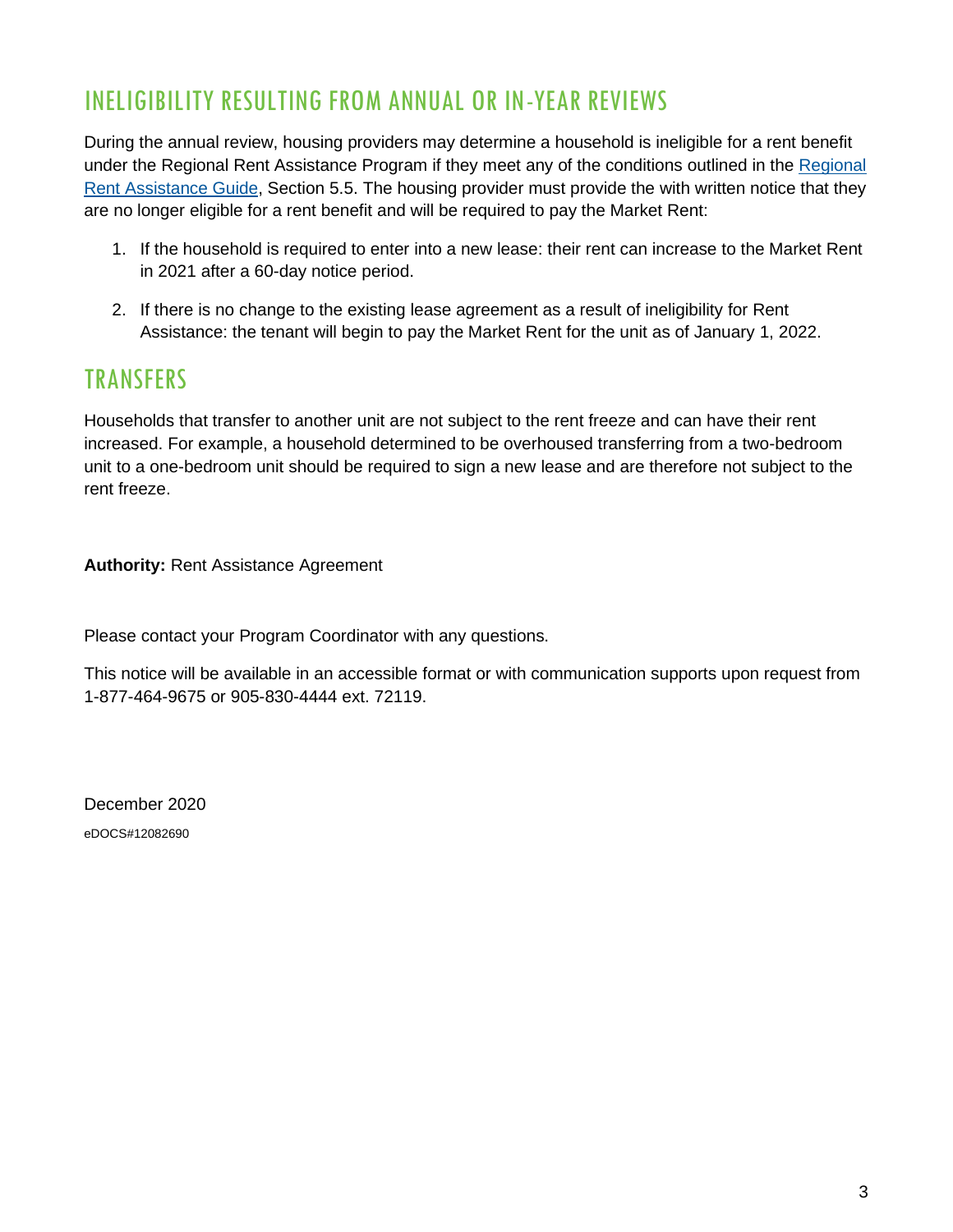## INELIGIBILITY RESULTING FROM ANNUAL OR IN-YEAR REVIEWS

During the annual review, housing providers may determine a household is ineligible for a rent benefit under the Regional Rent Assistance Program if they meet any of the conditions outlined in the Regional Rent Assistance Guide, Section 5.5. The housing provider must provide the with written notice that they are no longer eligible for a rent benefit and will be required to pay the Market Rent:

1. If the household is required to enter into a new lease: their rent can increase to the Market Rent in 2021 after a 60-day notice period.
2. If there is no change to the existing lease agreement as a result of ineligibility for Rent Assistance: the tenant will begin to pay the Market Rent for the unit as of January 1, 2022.

## TRANSFERS

Households that transfer to another unit are not subject to the rent freeze and can have their rent increased. For example, a household determined to be overhoused transferring from a two-bedroom unit to a one-bedroom unit should be required to sign a new lease and are therefore not subject to the rent freeze.

**Authority:** Rent Assistance Agreement

Please contact your Program Coordinator with any questions.

This notice will be available in an accessible format or with communication supports upon request from 1-877-464-9675 or 905-830-4444 ext. 72119.

December 2020

eDOCS#12082690